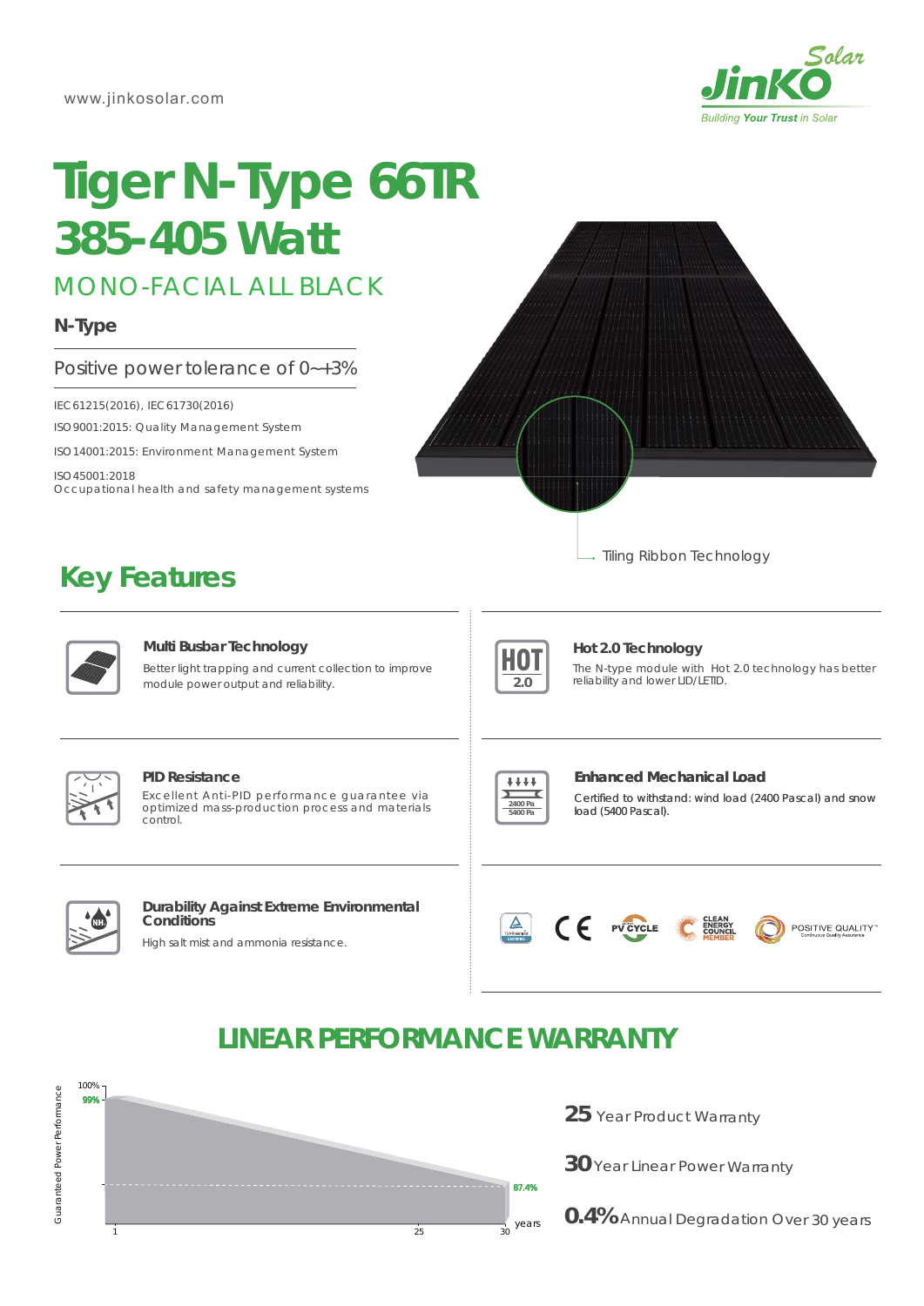www.jinkosolar.com

# Tiger N-Type 66TR
# 385-405 Watt

## MONO-FACIAL ALL BLACK

**N-Type**

Positive power tolerance of 0~+3%

IEC 61215(2016), IEC 61730(2016)

ISO 9001:2015: Quality Management System

ISO 14001:2015: Environment Management System

ISO 45001:2018
Occupational health and safety management systems

Tiling Ribbon Technology

## Key Features

### Multi Busbar Technology

Better light trapping and current collection to improve module power output and reliability.

### Hot 2.0 Technology

The N-type module with Hot 2.0 technology has better reliability and lower LID/LETID.

### PID Resistance

Excellent Anti-PID performance guarantee via optimized mass-production process and materials control.

### Enhanced Mechanical Load

Certified to withstand: wind load (2400 Pascal) and snow load (5400 Pascal).

### Durability Against Extreme Environmental Conditions

High salt mist and ammonia resistance.

## LINEAR PERFORMANCE WARRANTY

Guaranteed Power Performance: 100%, 99% (year 1), 87.4% (year 30)

**25** Year Product Warranty

**30** Year Linear Power Warranty

**0.4%** Annual Degradation Over 30 years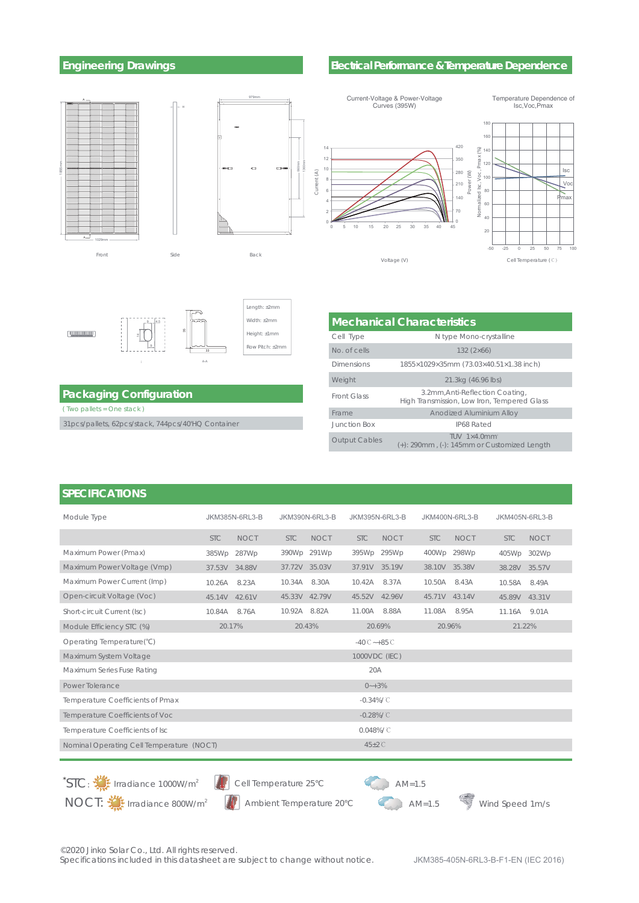## Engineering Drawings

979mm

1855mm

1029mm

Front

Side

Back

Length: ±2mm

Width: ±2mm

Height: ±1mm

Row Pitch: ±2mm

A-A

## Electrical Performance & Temperature Dependence

Current-Voltage & Power-Voltage Curves (395W)

Current (A)

Power (W)

Voltage (V)

0 5 10 15 20 25 30 35 40 45

0 2 4 6 8 10 12 14

0 70 140 210 280 350 420

Temperature Dependence of Isc,Voc,Pmax

Normalized Isc, Voc, Pmax (%)

Cell Temperature (℃)

-50 -25 0 25 50 75 100

20 40 60 80 100 120 140 160 180

Isc

Voc

Pmax

## Packaging Configuration

( Two pallets = One stack )

31pcs/pallets, 62pcs/stack, 744pcs/40'HQ Container

## Mechanical Characteristics

| | |
|---|---|
| Cell Type | N type Mono-crystalline |
| No. of cells | 132 (2×66) |
| Dimensions | 1855×1029×35mm (73.03×40.51×1.38 inch) |
| Weight | 21.3kg (46.96 lbs) |
| Front Glass | 3.2mm,Anti-Reflection Coating, High Transmission, Low Iron, Tempered Glass |
| Frame | Anodized Aluminium Alloy |
| Junction Box | IP68 Rated |
| Output Cables | TUV 1×4.0mm² (+): 290mm , (-): 145mm or Customized Length |

## SPECIFICATIONS

| Module Type | JKM385N-6RL3-B | | JKM390N-6RL3-B | | JKM395N-6RL3-B | | JKM400N-6RL3-B | | JKM405N-6RL3-B | |
|---|---|---|---|---|---|---|---|---|---|---|
| | STC | NOCT | STC | NOCT | STC | NOCT | STC | NOCT | STC | NOCT |
| Maximum Power (Pmax) | 385Wp | 287Wp | 390Wp | 291Wp | 395Wp | 295Wp | 400Wp | 298Wp | 405Wp | 302Wp |
| Maximum Power Voltage (Vmp) | 37.53V | 34.88V | 37.72V | 35.03V | 37.91V | 35.19V | 38.10V | 35.38V | 38.28V | 35.57V |
| Maximum Power Current (Imp) | 10.26A | 8.23A | 10.34A | 8.30A | 10.42A | 8.37A | 10.50A | 8.43A | 10.58A | 8.49A |
| Open-circuit Voltage (Voc) | 45.14V | 42.61V | 45.33V | 42.79V | 45.52V | 42.96V | 45.71V | 43.14V | 45.89V | 43.31V |
| Short-circuit Current (Isc) | 10.84A | 8.76A | 10.92A | 8.82A | 11.00A | 8.88A | 11.08A | 8.95A | 11.16A | 9.01A |
| Module Efficiency STC (%) | 20.17% | | 20.43% | | 20.69% | | 20.96% | | 21.22% | |
| Operating Temperature(℃) | -40℃~+85℃ | | | | | | | | | |
| Maximum System Voltage | 1000VDC (IEC) | | | | | | | | | |
| Maximum Series Fuse Rating | 20A | | | | | | | | | |
| Power Tolerance | 0~+3% | | | | | | | | | |
| Temperature Coefficients of Pmax | -0.34%/℃ | | | | | | | | | |
| Temperature Coefficients of Voc | -0.28%/℃ | | | | | | | | | |
| Temperature Coefficients of Isc | 0.048%/℃ | | | | | | | | | |
| Nominal Operating Cell Temperature (NOCT) | 45±2℃ | | | | | | | | | |

*STC: Irradiance 1000W/m² Cell Temperature 25℃ AM=1.5

NOCT: Irradiance 800W/m² Ambient Temperature 20℃ AM=1.5 Wind Speed 1m/s

©2020 Jinko Solar Co., Ltd. All rights reserved.
Specifications included in this datasheet are subject to change without notice.

JKM385-405N-6RL3-B-F1-EN (IEC 2016)